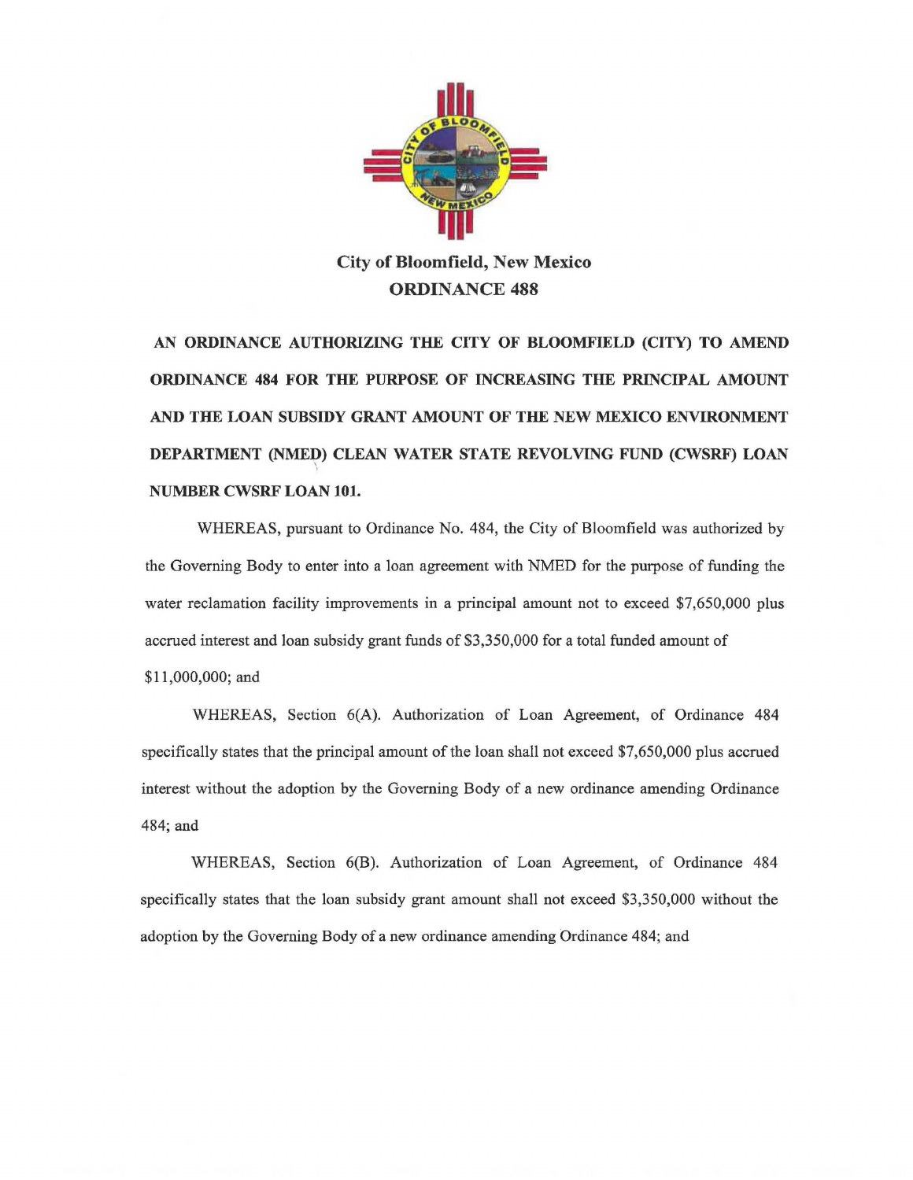# City of Bloomfield, New Mexico
## ORDINANCE 488

**AN ORDINANCE AUTHORIZING THE CITY OF BLOOMFIELD (CITY) TO AMEND ORDINANCE 484 FOR THE PURPOSE OF INCREASING THE PRINCIPAL AMOUNT AND THE LOAN SUBSIDY GRANT AMOUNT OF THE NEW MEXICO ENVIRONMENT DEPARTMENT (NMED) CLEAN WATER STATE REVOLVING FUND (CWSRF) LOAN NUMBER CWSRF LOAN 101.**

WHEREAS, pursuant to Ordinance No. 484, the City of Bloomfield was authorized by the Governing Body to enter into a loan agreement with NMED for the purpose of funding the water reclamation facility improvements in a principal amount not to exceed $7,650,000 plus accrued interest and loan subsidy grant funds of $3,350,000 for a total funded amount of $11,000,000; and

WHEREAS, Section 6(A). Authorization of Loan Agreement, of Ordinance 484 specifically states that the principal amount of the loan shall not exceed $7,650,000 plus accrued interest without the adoption by the Governing Body of a new ordinance amending Ordinance 484; and

WHEREAS, Section 6(B). Authorization of Loan Agreement, of Ordinance 484 specifically states that the loan subsidy grant amount shall not exceed $3,350,000 without the adoption by the Governing Body of a new ordinance amending Ordinance 484; and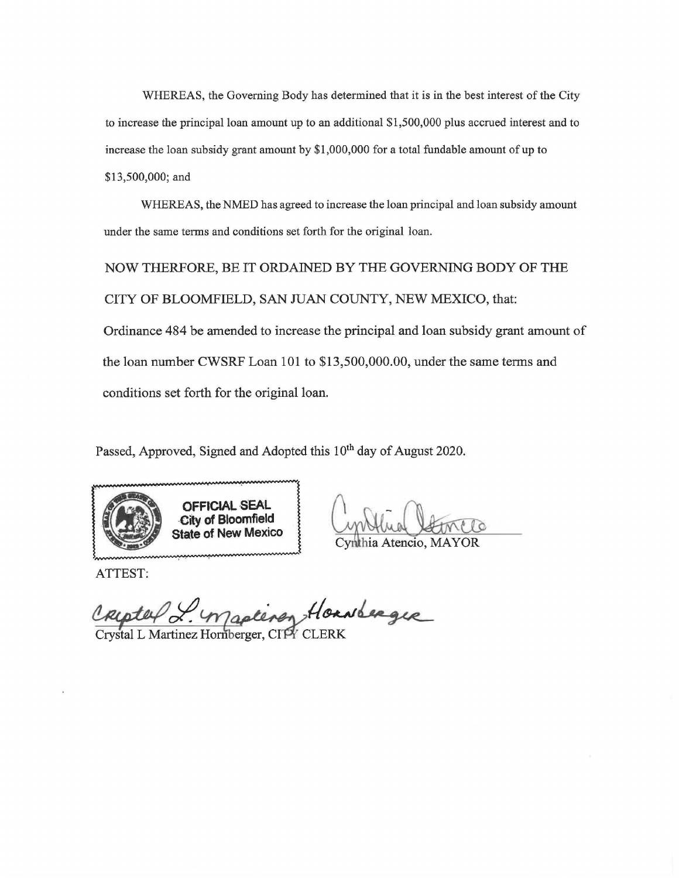WHEREAS, the Governing Body has determined that it is in the best interest of the City to increase the principal loan amount up to an additional $1,500,000 plus accrued interest and to increase the loan subsidy grant amount by $1,000,000 for a total fundable amount of up to $13,500,000; and

WHEREAS, the NMED has agreed to increase the loan principal and loan subsidy amount under the same terms and conditions set forth for the original loan.

NOW THERFORE, BE IT ORDAINED BY THE GOVERNING BODY OF THE CITY OF BLOOMFIELD, SAN JUAN COUNTY, NEW MEXICO, that:

Ordinance 484 be amended to increase the principal and loan subsidy grant amount of the loan number CWSRF Loan 101 to $13,500,000.00, under the same terms and conditions set forth for the original loan.

Passed, Approved, Signed and Adopted this 10th day of August 2020.

OFFICIAL SEAL
City of Bloomfield
State of New Mexico

Cynthia Atencio, MAYOR

ATTEST:

Crystal L Martinez Hornberger, CITY CLERK